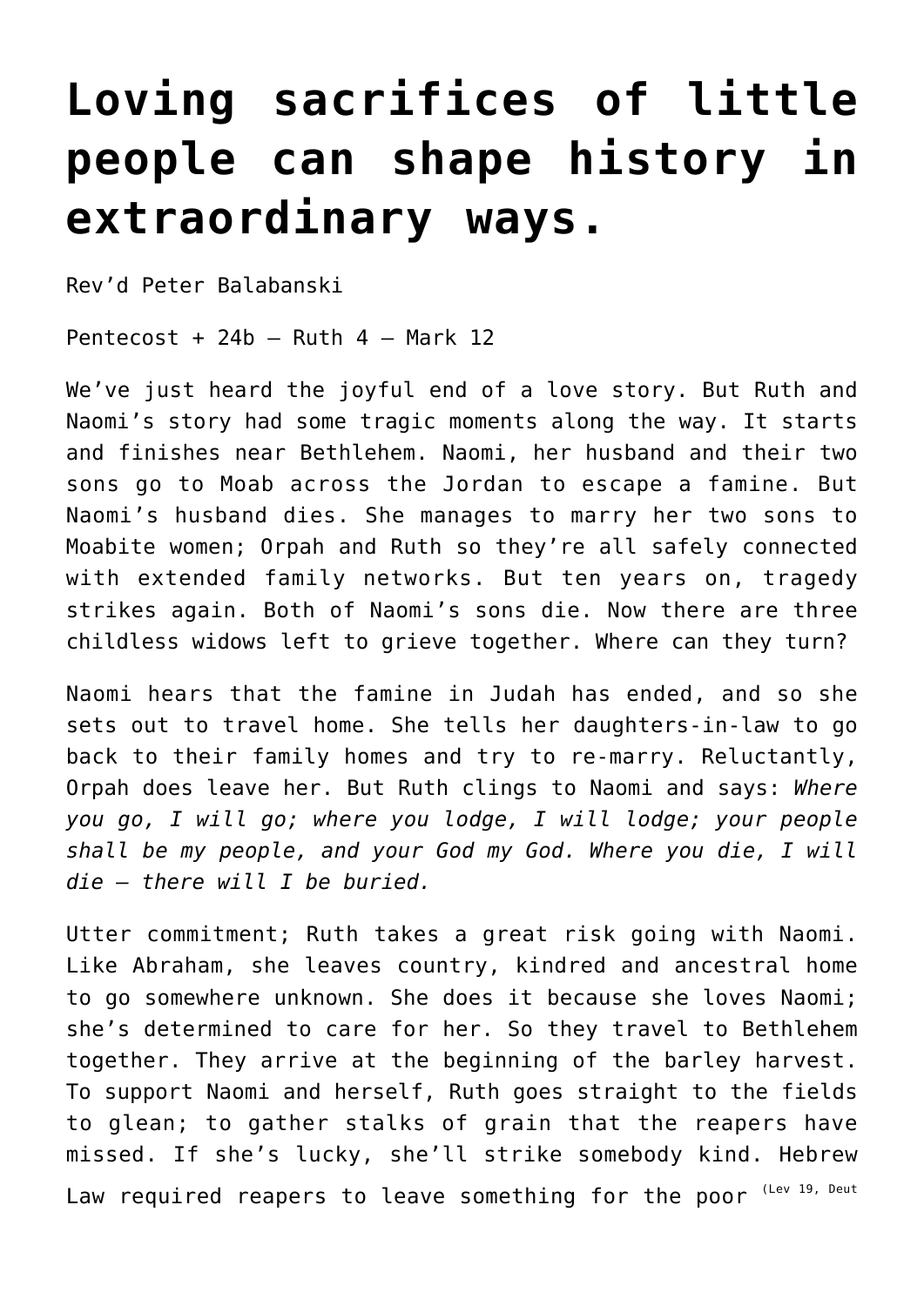# Loving sacrifices of little people can shape history in extraordinary ways.

Rev'd Peter Balabanski

Pentecost + 24b – Ruth 4 – Mark 12

We've just heard the joyful end of a love story. But Ruth and Naomi's story had some tragic moments along the way. It starts and finishes near Bethlehem. Naomi, her husband and their two sons go to Moab across the Jordan to escape a famine. But Naomi's husband dies. She manages to marry her two sons to Moabite women; Orpah and Ruth so they're all safely connected with extended family networks. But ten years on, tragedy strikes again. Both of Naomi's sons die. Now there are three childless widows left to grieve together. Where can they turn?

Naomi hears that the famine in Judah has ended, and so she sets out to travel home. She tells her daughters-in-law to go back to their family homes and try to re-marry. Reluctantly, Orpah does leave her. But Ruth clings to Naomi and says: *Where you go, I will go; where you lodge, I will lodge; your people shall be my people, and your God my God. Where you die, I will die – there will I be buried.*

Utter commitment; Ruth takes a great risk going with Naomi. Like Abraham, she leaves country, kindred and ancestral home to go somewhere unknown. She does it because she loves Naomi; she's determined to care for her. So they travel to Bethlehem together. They arrive at the beginning of the barley harvest. To support Naomi and herself, Ruth goes straight to the fields to glean; to gather stalks of grain that the reapers have missed. If she's lucky, she'll strike somebody kind. Hebrew Law required reapers to leave something for the poor (Lev 19, Deut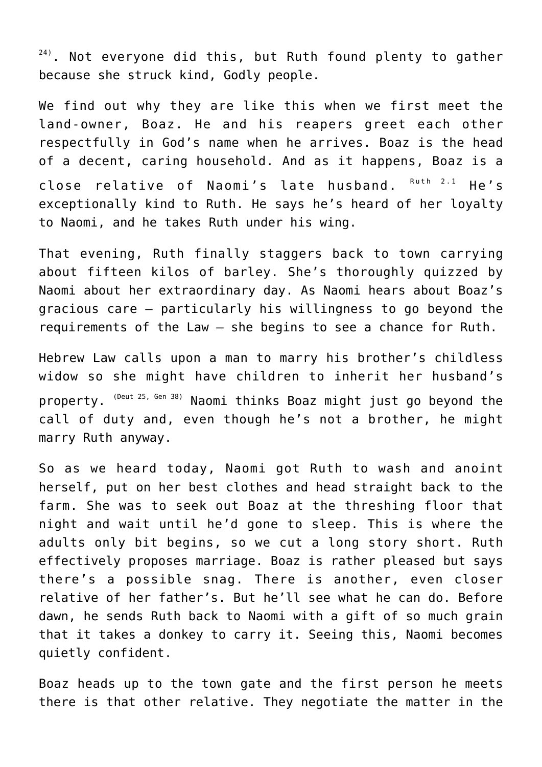[24]). Not everyone did this, but Ruth found plenty to gather because she struck kind, Godly people.

We find out why they are like this when we first meet the land-owner, Boaz. He and his reapers greet each other respectfully in God's name when he arrives. Boaz is the head of a decent, caring household. And as it happens, Boaz is a close relative of Naomi's late husband. [Ruth 2.1] He's exceptionally kind to Ruth. He says he's heard of her loyalty to Naomi, and he takes Ruth under his wing.

That evening, Ruth finally staggers back to town carrying about fifteen kilos of barley. She's thoroughly quizzed by Naomi about her extraordinary day. As Naomi hears about Boaz's gracious care – particularly his willingness to go beyond the requirements of the Law – she begins to see a chance for Ruth.

Hebrew Law calls upon a man to marry his brother's childless widow so she might have children to inherit her husband's property. [Deut 25, Gen 38] Naomi thinks Boaz might just go beyond the call of duty and, even though he's not a brother, he might marry Ruth anyway.

So as we heard today, Naomi got Ruth to wash and anoint herself, put on her best clothes and head straight back to the farm. She was to seek out Boaz at the threshing floor that night and wait until he'd gone to sleep. This is where the adults only bit begins, so we cut a long story short. Ruth effectively proposes marriage. Boaz is rather pleased but says there's a possible snag. There is another, even closer relative of her father's. But he'll see what he can do. Before dawn, he sends Ruth back to Naomi with a gift of so much grain that it takes a donkey to carry it. Seeing this, Naomi becomes quietly confident.

Boaz heads up to the town gate and the first person he meets there is that other relative. They negotiate the matter in the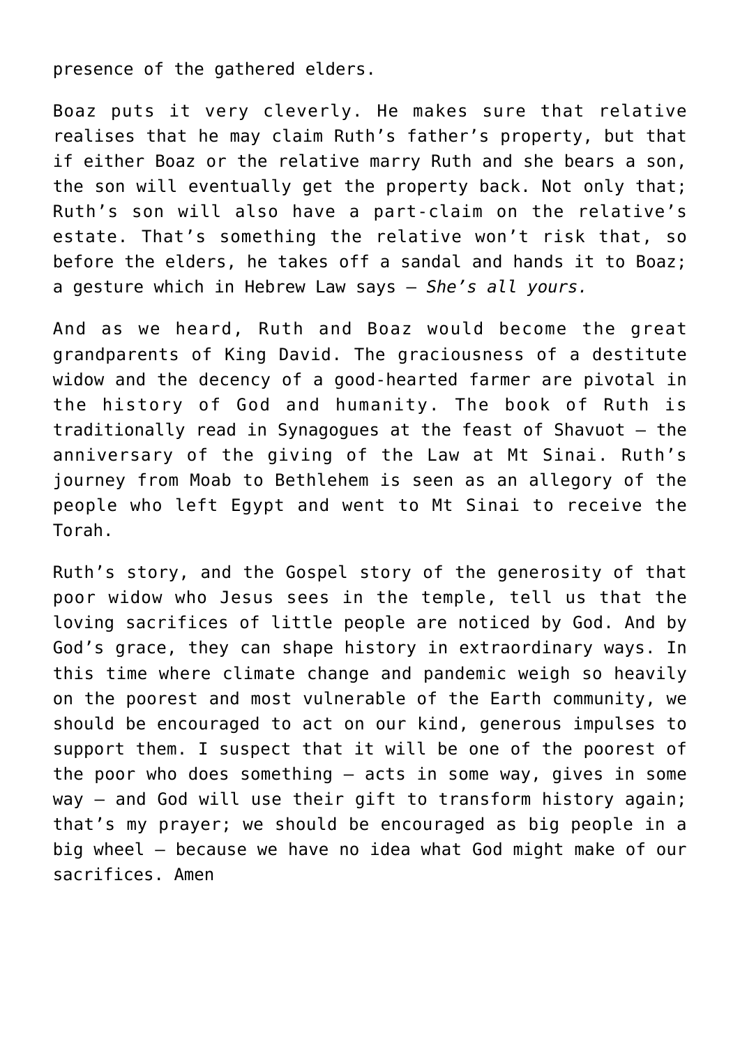presence of the gathered elders.

Boaz puts it very cleverly. He makes sure that relative realises that he may claim Ruth's father's property, but that if either Boaz or the relative marry Ruth and she bears a son, the son will eventually get the property back. Not only that; Ruth's son will also have a part-claim on the relative's estate. That's something the relative won't risk that, so before the elders, he takes off a sandal and hands it to Boaz; a gesture which in Hebrew Law says – *She's all yours.*

And as we heard, Ruth and Boaz would become the great grandparents of King David. The graciousness of a destitute widow and the decency of a good-hearted farmer are pivotal in the history of God and humanity. The book of Ruth is traditionally read in Synagogues at the feast of Shavuot – the anniversary of the giving of the Law at Mt Sinai. Ruth's journey from Moab to Bethlehem is seen as an allegory of the people who left Egypt and went to Mt Sinai to receive the Torah.

Ruth's story, and the Gospel story of the generosity of that poor widow who Jesus sees in the temple, tell us that the loving sacrifices of little people are noticed by God. And by God's grace, they can shape history in extraordinary ways. In this time where climate change and pandemic weigh so heavily on the poorest and most vulnerable of the Earth community, we should be encouraged to act on our kind, generous impulses to support them. I suspect that it will be one of the poorest of the poor who does something – acts in some way, gives in some way – and God will use their gift to transform history again; that's my prayer; we should be encouraged as big people in a big wheel – because we have no idea what God might make of our sacrifices. Amen